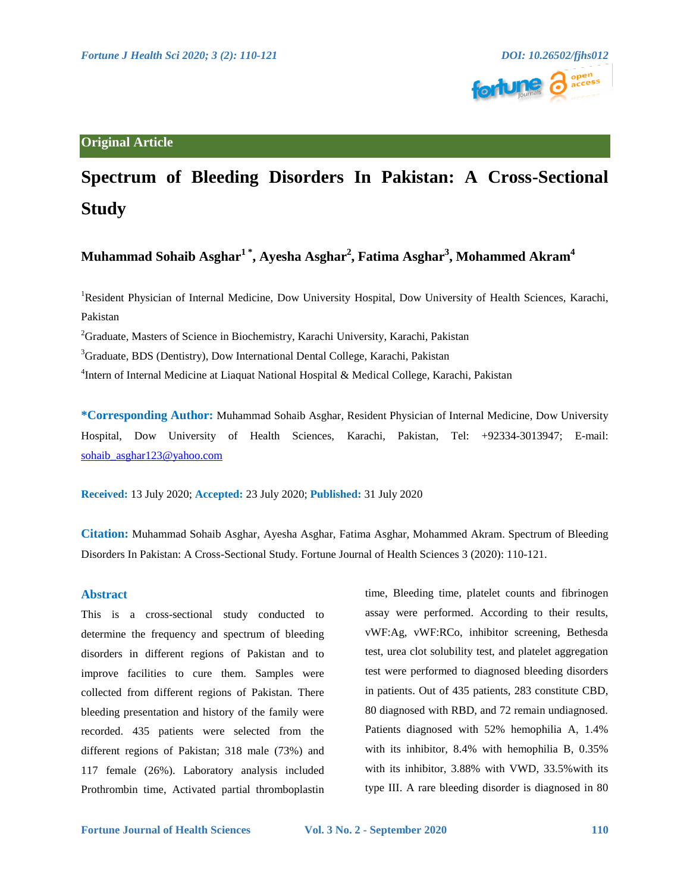**Original Article**

# Spectrum of Bleeding Disorders In Pakistan: A Cross-Sectional Study

**Muhammad Sohaib Asghar[1 *], Ayesha Asghar[2], Fatima Asghar[3], Mohammed Akram[4]**

[1]Resident Physician of Internal Medicine, Dow University Hospital, Dow University of Health Sciences, Karachi, Pakistan

[2]Graduate, Masters of Science in Biochemistry, Karachi University, Karachi, Pakistan

[3]Graduate, BDS (Dentistry), Dow International Dental College, Karachi, Pakistan

[4]Intern of Internal Medicine at Liaquat National Hospital & Medical College, Karachi, Pakistan

**\*Corresponding Author:** Muhammad Sohaib Asghar, Resident Physician of Internal Medicine, Dow University Hospital, Dow University of Health Sciences, Karachi, Pakistan, Tel: +92334-3013947; E-mail: sohaib_asghar123@yahoo.com

**Received:** 13 July 2020; **Accepted:** 23 July 2020; **Published:** 31 July 2020

**Citation:** Muhammad Sohaib Asghar, Ayesha Asghar, Fatima Asghar, Mohammed Akram. Spectrum of Bleeding Disorders In Pakistan: A Cross-Sectional Study. Fortune Journal of Health Sciences 3 (2020): 110-121.

## Abstract

This is a cross-sectional study conducted to determine the frequency and spectrum of bleeding disorders in different regions of Pakistan and to improve facilities to cure them. Samples were collected from different regions of Pakistan. There bleeding presentation and history of the family were recorded. 435 patients were selected from the different regions of Pakistan; 318 male (73%) and 117 female (26%). Laboratory analysis included Prothrombin time, Activated partial thromboplastin time, Bleeding time, platelet counts and fibrinogen assay were performed. According to their results, vWF:Ag, vWF:RCo, inhibitor screening, Bethesda test, urea clot solubility test, and platelet aggregation test were performed to diagnosed bleeding disorders in patients. Out of 435 patients, 283 constitute CBD, 80 diagnosed with RBD, and 72 remain undiagnosed. Patients diagnosed with 52% hemophilia A, 1.4% with its inhibitor, 8.4% with hemophilia B, 0.35% with its inhibitor, 3.88% with VWD, 33.5%with its type III. A rare bleeding disorder is diagnosed in 80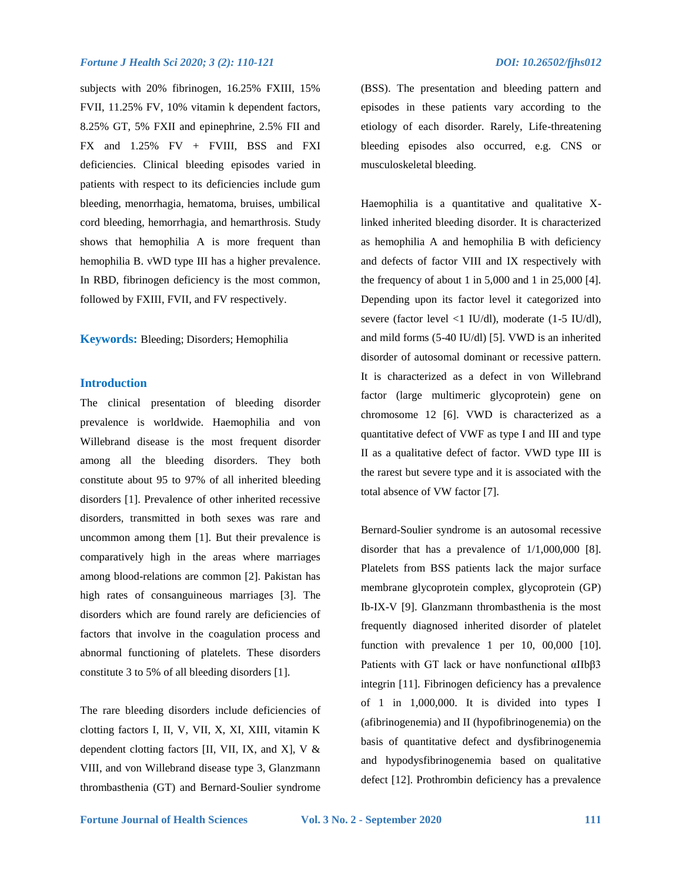subjects with 20% fibrinogen, 16.25% FXIII, 15% FVII, 11.25% FV, 10% vitamin k dependent factors, 8.25% GT, 5% FXII and epinephrine, 2.5% FII and FX and 1.25% FV + FVIII, BSS and FXI deficiencies. Clinical bleeding episodes varied in patients with respect to its deficiencies include gum bleeding, menorrhagia, hematoma, bruises, umbilical cord bleeding, hemorrhagia, and hemarthrosis. Study shows that hemophilia A is more frequent than hemophilia B. vWD type III has a higher prevalence. In RBD, fibrinogen deficiency is the most common, followed by FXIII, FVII, and FV respectively.

**Keywords:** Bleeding; Disorders; Hemophilia

## Introduction

The clinical presentation of bleeding disorder prevalence is worldwide. Haemophilia and von Willebrand disease is the most frequent disorder among all the bleeding disorders. They both constitute about 95 to 97% of all inherited bleeding disorders [1]. Prevalence of other inherited recessive disorders, transmitted in both sexes was rare and uncommon among them [1]. But their prevalence is comparatively high in the areas where marriages among blood-relations are common [2]. Pakistan has high rates of consanguineous marriages [3]. The disorders which are found rarely are deficiencies of factors that involve in the coagulation process and abnormal functioning of platelets. These disorders constitute 3 to 5% of all bleeding disorders [1].

The rare bleeding disorders include deficiencies of clotting factors I, II, V, VII, X, XI, XIII, vitamin K dependent clotting factors [II, VII, IX, and X], V & VIII, and von Willebrand disease type 3, Glanzmann thrombasthenia (GT) and Bernard-Soulier syndrome (BSS). The presentation and bleeding pattern and episodes in these patients vary according to the etiology of each disorder. Rarely, Life-threatening bleeding episodes also occurred, e.g. CNS or musculoskeletal bleeding.

Haemophilia is a quantitative and qualitative X-linked inherited bleeding disorder. It is characterized as hemophilia A and hemophilia B with deficiency and defects of factor VIII and IX respectively with the frequency of about 1 in 5,000 and 1 in 25,000 [4]. Depending upon its factor level it categorized into severe (factor level <1 IU/dl), moderate (1-5 IU/dl), and mild forms (5-40 IU/dl) [5]. VWD is an inherited disorder of autosomal dominant or recessive pattern. It is characterized as a defect in von Willebrand factor (large multimeric glycoprotein) gene on chromosome 12 [6]. VWD is characterized as a quantitative defect of VWF as type I and III and type II as a qualitative defect of factor. VWD type III is the rarest but severe type and it is associated with the total absence of VW factor [7].

Bernard-Soulier syndrome is an autosomal recessive disorder that has a prevalence of 1/1,000,000 [8]. Platelets from BSS patients lack the major surface membrane glycoprotein complex, glycoprotein (GP) Ib-IX-V [9]. Glanzmann thrombasthenia is the most frequently diagnosed inherited disorder of platelet function with prevalence 1 per 10, 00,000 [10]. Patients with GT lack or have nonfunctional $\alpha IIb\beta 3$ integrin [11]. Fibrinogen deficiency has a prevalence of 1 in 1,000,000. It is divided into types I (afibrinogenemia) and II (hypofibrinogenemia) on the basis of quantitative defect and dysfibrinogenemia and hypodysfibrinogenemia based on qualitative defect [12]. Prothrombin deficiency has a prevalence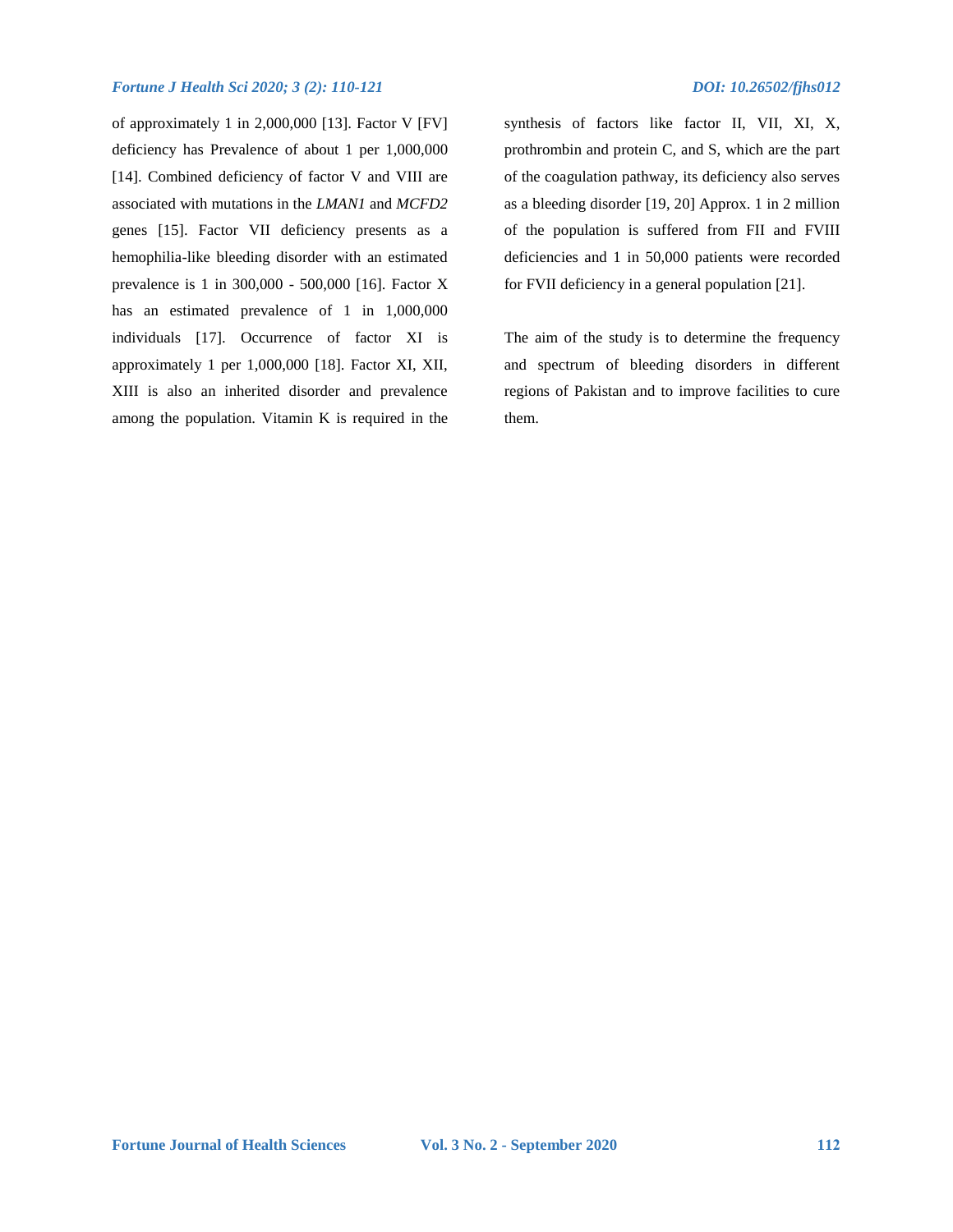of approximately 1 in 2,000,000 [13]. Factor V [FV] deficiency has Prevalence of about 1 per 1,000,000 [14]. Combined deficiency of factor V and VIII are associated with mutations in the *LMAN1* and *MCFD2* genes [15]. Factor VII deficiency presents as a hemophilia-like bleeding disorder with an estimated prevalence is 1 in 300,000 - 500,000 [16]. Factor X has an estimated prevalence of 1 in 1,000,000 individuals [17]. Occurrence of factor XI is approximately 1 per 1,000,000 [18]. Factor XI, XII, XIII is also an inherited disorder and prevalence among the population. Vitamin K is required in the synthesis of factors like factor II, VII, XI, X, prothrombin and protein C, and S, which are the part of the coagulation pathway, its deficiency also serves as a bleeding disorder [19, 20] Approx. 1 in 2 million of the population is suffered from FII and FVIII deficiencies and 1 in 50,000 patients were recorded for FVII deficiency in a general population [21].

The aim of the study is to determine the frequency and spectrum of bleeding disorders in different regions of Pakistan and to improve facilities to cure them.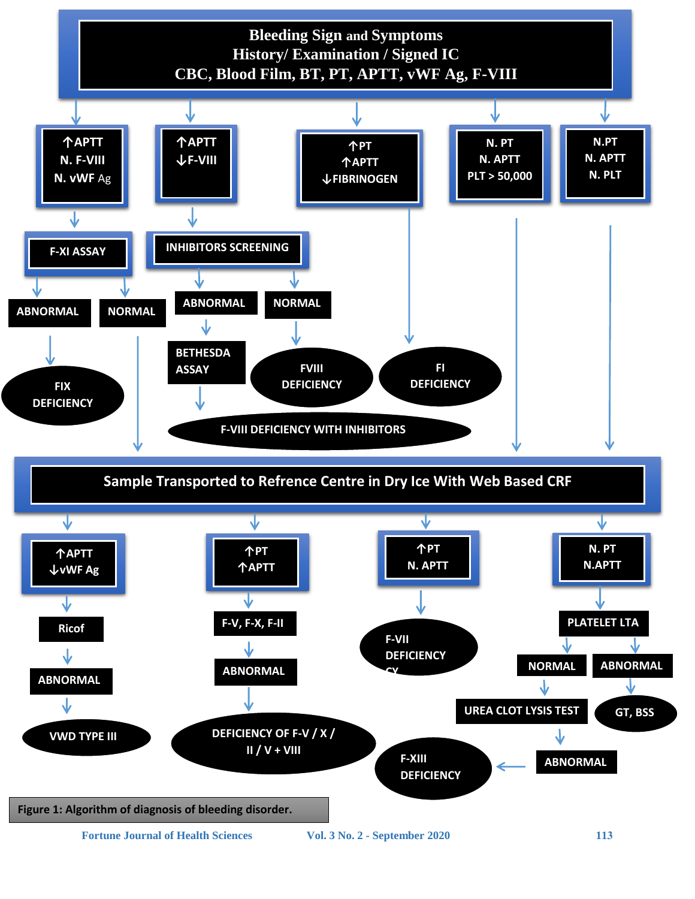**Bleeding Sign and Symptoms**
**History/ Examination / Signed IC**
**CBC, Blood Film, BT, PT, APTT, vWF Ag, F-VIII**

- **↑APTT, N. F-VIII, N. vWF Ag** → **F-XI ASSAY**
  - **ABNORMAL** → **FIX DEFICIENCY**
  - **NORMAL** → Sample Transported to Refrence Centre
- **↑APTT, ↓F-VIII** → **INHIBITORS SCREENING**
  - **ABNORMAL** → **BETHESDA ASSAY** → **F-VIII DEFICIENCY WITH INHIBITORS**
  - **NORMAL** → **FVIII DEFICIENCY**
- **↑PT, ↑APTT, ↓FIBRINOGEN** → **FI DEFICIENCY**
- **N. PT, N. APTT, PLT > 50,000** → Sample Transported to Refrence Centre
- **N.PT, N. APTT, N. PLT** → Sample Transported to Refrence Centre

**Sample Transported to Refrence Centre in Dry Ice With Web Based CRF**

- **↑APTT, ↓vWF Ag** → **Ricof** → **ABNORMAL** → **VWD TYPE III**
- **↑PT, ↑APTT** → **F-V, F-X, F-II** → **ABNORMAL** → **DEFICIENCY OF F-V / X / II / V + VIII**
- **↑PT, N. APTT** → **F-VII DEFICIENCY**
- **N. PT, N.APTT** → **PLATELET LTA**
  - **NORMAL** → **UREA CLOT LYSIS TEST** → **ABNORMAL** → **F-XIII DEFICIENCY**
  - **ABNORMAL** → **GT, BSS**

**Figure 1: Algorithm of diagnosis of bleeding disorder.**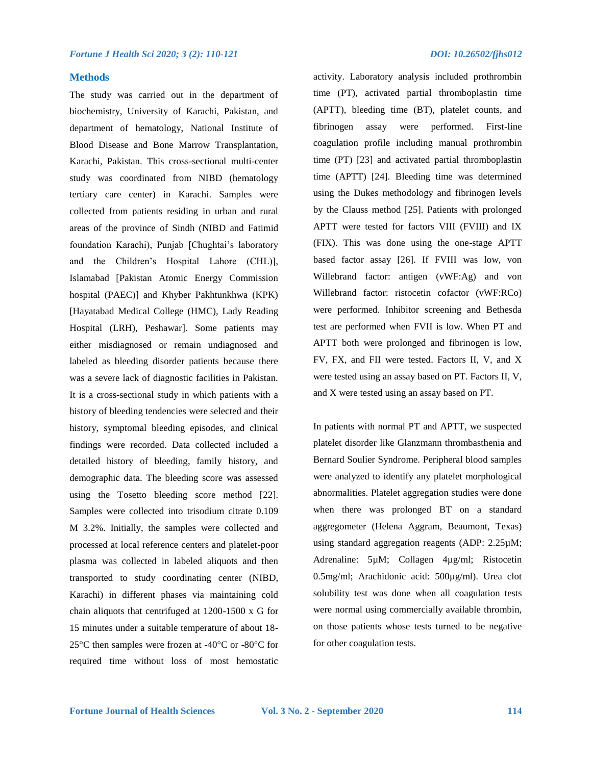## Methods

The study was carried out in the department of biochemistry, University of Karachi, Pakistan, and department of hematology, National Institute of Blood Disease and Bone Marrow Transplantation, Karachi, Pakistan. This cross-sectional multi-center study was coordinated from NIBD (hematology tertiary care center) in Karachi. Samples were collected from patients residing in urban and rural areas of the province of Sindh (NIBD and Fatimid foundation Karachi), Punjab [Chughtai's laboratory and the Children's Hospital Lahore (CHL)], Islamabad [Pakistan Atomic Energy Commission hospital (PAEC)] and Khyber Pakhtunkhwa (KPK) [Hayatabad Medical College (HMC), Lady Reading Hospital (LRH), Peshawar]. Some patients may either misdiagnosed or remain undiagnosed and labeled as bleeding disorder patients because there was a severe lack of diagnostic facilities in Pakistan. It is a cross-sectional study in which patients with a history of bleeding tendencies were selected and their history, symptomal bleeding episodes, and clinical findings were recorded. Data collected included a detailed history of bleeding, family history, and demographic data. The bleeding score was assessed using the Tosetto bleeding score method [22]. Samples were collected into trisodium citrate 0.109 M 3.2%. Initially, the samples were collected and processed at local reference centers and platelet-poor plasma was collected in labeled aliquots and then transported to study coordinating center (NIBD, Karachi) in different phases via maintaining cold chain aliquots that centrifuged at 1200-1500 x G for 15 minutes under a suitable temperature of about 18-25°C then samples were frozen at -40°C or -80°C for required time without loss of most hemostatic activity. Laboratory analysis included prothrombin time (PT), activated partial thromboplastin time (APTT), bleeding time (BT), platelet counts, and fibrinogen assay were performed. First-line coagulation profile including manual prothrombin time (PT) [23] and activated partial thromboplastin time (APTT) [24]. Bleeding time was determined using the Dukes methodology and fibrinogen levels by the Clauss method [25]. Patients with prolonged APTT were tested for factors VIII (FVIII) and IX (FIX). This was done using the one-stage APTT based factor assay [26]. If FVIII was low, von Willebrand factor: antigen (vWF:Ag) and von Willebrand factor: ristocetin cofactor (vWF:RCo) were performed. Inhibitor screening and Bethesda test are performed when FVII is low. When PT and APTT both were prolonged and fibrinogen is low, FV, FX, and FII were tested. Factors II, V, and X were tested using an assay based on PT. Factors II, V, and X were tested using an assay based on PT.

In patients with normal PT and APTT, we suspected platelet disorder like Glanzmann thrombasthenia and Bernard Soulier Syndrome. Peripheral blood samples were analyzed to identify any platelet morphological abnormalities. Platelet aggregation studies were done when there was prolonged BT on a standard aggregometer (Helena Aggram, Beaumont, Texas) using standard aggregation reagents (ADP: 2.25µM; Adrenaline: 5µM; Collagen 4µg/ml; Ristocetin 0.5mg/ml; Arachidonic acid: 500µg/ml). Urea clot solubility test was done when all coagulation tests were normal using commercially available thrombin, on those patients whose tests turned to be negative for other coagulation tests.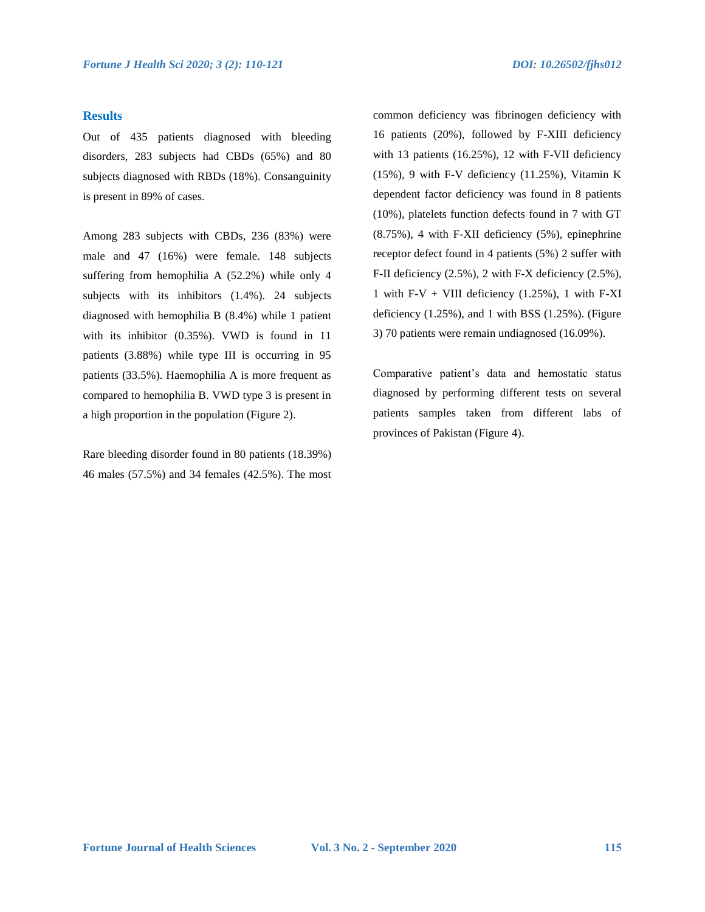## Results

Out of 435 patients diagnosed with bleeding disorders, 283 subjects had CBDs (65%) and 80 subjects diagnosed with RBDs (18%). Consanguinity is present in 89% of cases.

Among 283 subjects with CBDs, 236 (83%) were male and 47 (16%) were female. 148 subjects suffering from hemophilia A (52.2%) while only 4 subjects with its inhibitors (1.4%). 24 subjects diagnosed with hemophilia B (8.4%) while 1 patient with its inhibitor (0.35%). VWD is found in 11 patients (3.88%) while type III is occurring in 95 patients (33.5%). Haemophilia A is more frequent as compared to hemophilia B. VWD type 3 is present in a high proportion in the population (Figure 2).

Rare bleeding disorder found in 80 patients (18.39%) 46 males (57.5%) and 34 females (42.5%). The most common deficiency was fibrinogen deficiency with 16 patients (20%), followed by F-XIII deficiency with 13 patients (16.25%), 12 with F-VII deficiency (15%), 9 with F-V deficiency (11.25%), Vitamin K dependent factor deficiency was found in 8 patients (10%), platelets function defects found in 7 with GT (8.75%), 4 with F-XII deficiency (5%), epinephrine receptor defect found in 4 patients (5%) 2 suffer with F-II deficiency (2.5%), 2 with F-X deficiency (2.5%), 1 with F-V + VIII deficiency (1.25%), 1 with F-XI deficiency (1.25%), and 1 with BSS (1.25%). (Figure 3) 70 patients were remain undiagnosed (16.09%).

Comparative patient's data and hemostatic status diagnosed by performing different tests on several patients samples taken from different labs of provinces of Pakistan (Figure 4).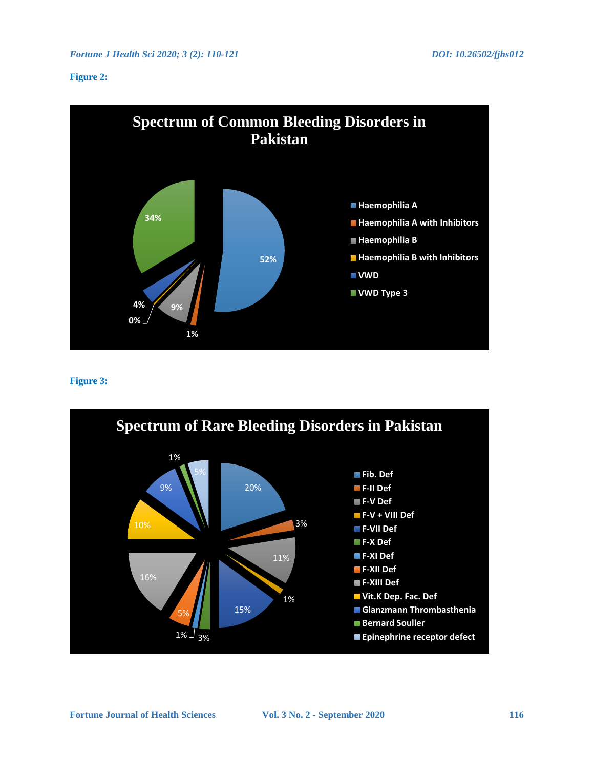**Figure 2:**

**Figure 3:**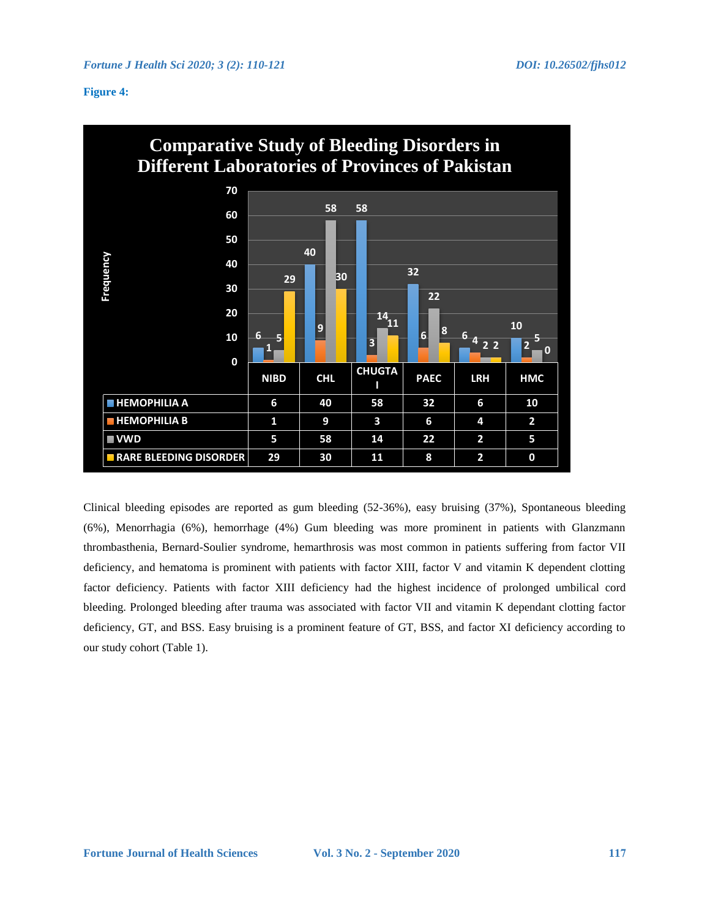**Figure 4:**

**Comparative Study of Bleeding Disorders in Different Laboratories of Provinces of Pakistan**

| | NIBD | CHL | CHUGTAI | PAEC | LRH | HMC |
|---|---|---|---|---|---|---|
| HEMOPHILIA A | 6 | 40 | 58 | 32 | 6 | 10 |
| HEMOPHILIA B | 1 | 9 | 3 | 6 | 4 | 2 |
| VWD | 5 | 58 | 14 | 22 | 2 | 5 |
| RARE BLEEDING DISORDER | 29 | 30 | 11 | 8 | 2 | 0 |

Clinical bleeding episodes are reported as gum bleeding (52-36%), easy bruising (37%), Spontaneous bleeding (6%), Menorrhagia (6%), hemorrhage (4%) Gum bleeding was more prominent in patients with Glanzmann thrombasthenia, Bernard-Soulier syndrome, hemarthrosis was most common in patients suffering from factor VII deficiency, and hematoma is prominent with patients with factor XIII, factor V and vitamin K dependent clotting factor deficiency. Patients with factor XIII deficiency had the highest incidence of prolonged umbilical cord bleeding. Prolonged bleeding after trauma was associated with factor VII and vitamin K dependant clotting factor deficiency, GT, and BSS. Easy bruising is a prominent feature of GT, BSS, and factor XI deficiency according to our study cohort (Table 1).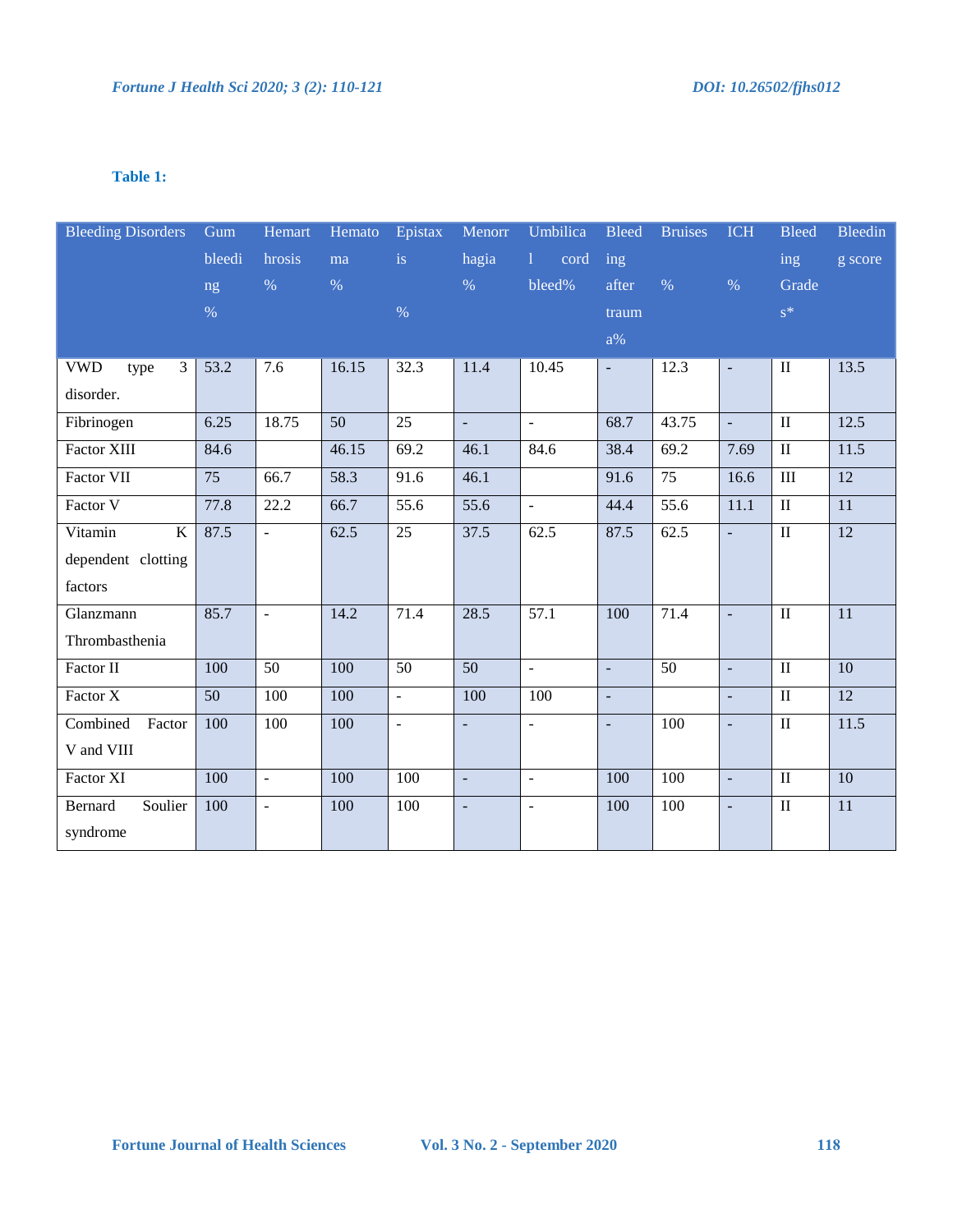**Table 1:**

| Bleeding Disorders | Gum bleeding % | Hemarthrosis % | Hematoma % | Epistaxis % | Menorrhagia % | Umbilical cord bleed% | Bleeding after trauma% | Bruises % | ICH % | Bleeding Grades* | Bleeding score |
|---|---|---|---|---|---|---|---|---|---|---|---|
| VWD type 3 disorder. | 53.2 | 7.6 | 16.15 | 32.3 | 11.4 | 10.45 | - | 12.3 | - | II | 13.5 |
| Fibrinogen | 6.25 | 18.75 | 50 | 25 | - | - | 68.7 | 43.75 | - | II | 12.5 |
| Factor XIII | 84.6 | | 46.15 | 69.2 | 46.1 | 84.6 | 38.4 | 69.2 | 7.69 | II | 11.5 |
| Factor VII | 75 | 66.7 | 58.3 | 91.6 | 46.1 | | 91.6 | 75 | 16.6 | III | 12 |
| Factor V | 77.8 | 22.2 | 66.7 | 55.6 | 55.6 | - | 44.4 | 55.6 | 11.1 | II | 11 |
| Vitamin K dependent clotting factors | 87.5 | - | 62.5 | 25 | 37.5 | 62.5 | 87.5 | 62.5 | - | II | 12 |
| Glanzmann Thrombasthenia | 85.7 | - | 14.2 | 71.4 | 28.5 | 57.1 | 100 | 71.4 | - | II | 11 |
| Factor II | 100 | 50 | 100 | 50 | 50 | - | - | 50 | - | II | 10 |
| Factor X | 50 | 100 | 100 | - | 100 | 100 | - | | - | II | 12 |
| Combined Factor V and VIII | 100 | 100 | 100 | - | - | - | - | 100 | - | II | 11.5 |
| Factor XI | 100 | - | 100 | 100 | - | - | 100 | 100 | - | II | 10 |
| Bernard Soulier syndrome | 100 | - | 100 | 100 | - | - | 100 | 100 | - | II | 11 |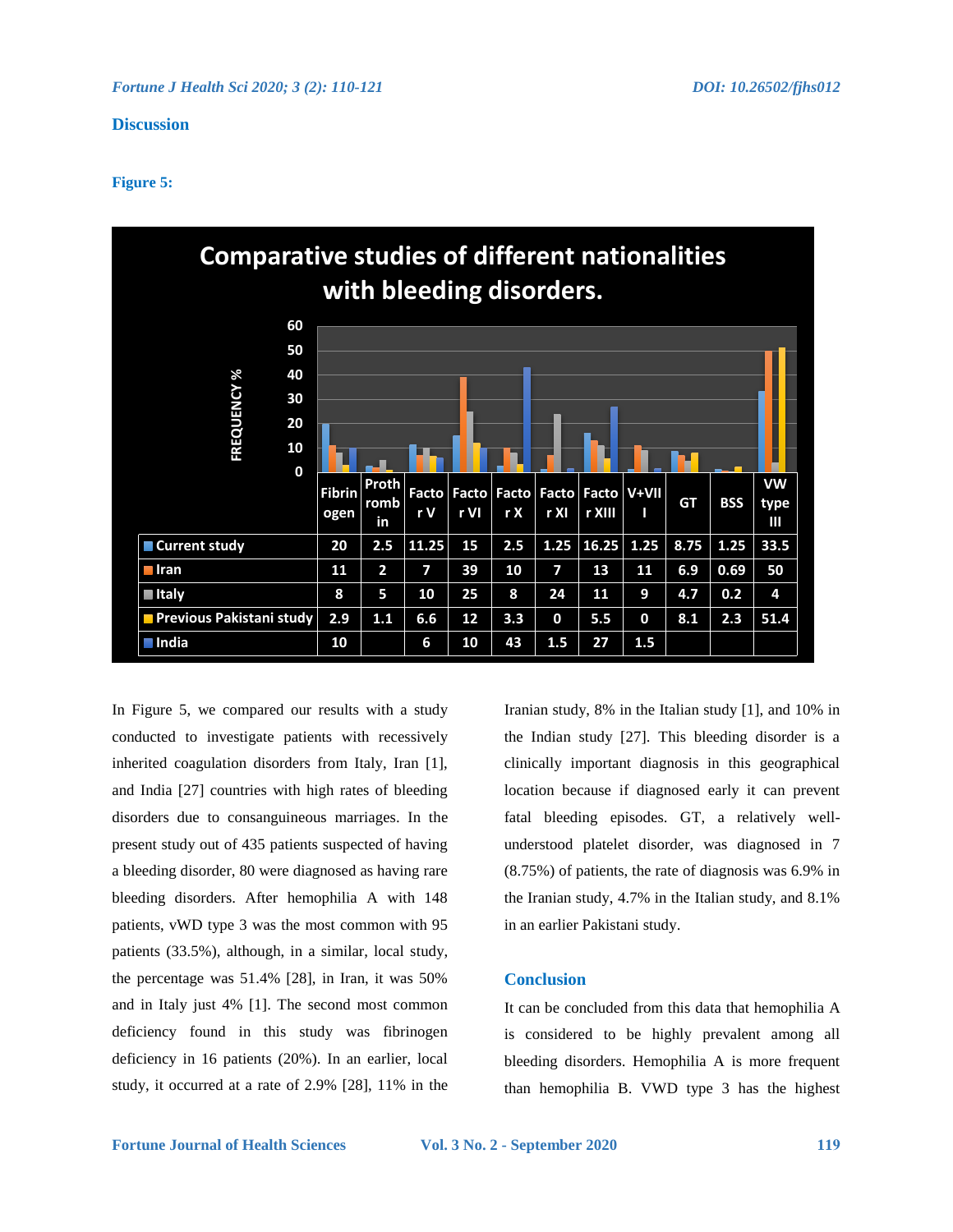## Discussion

**Figure 5:**

**Comparative studies of different nationalities with bleeding disorders.**

| | Fibrinogen | Prothrombin | Factor V | Factor VI | Factor X | Factor XI | Factor XIII | V+VIII | GT | BSS | VW type III |
|---|---|---|---|---|---|---|---|---|---|---|---|
| Current study | 20 | 2.5 | 11.25 | 15 | 2.5 | 1.25 | 16.25 | 1.25 | 8.75 | 1.25 | 33.5 |
| Iran | 11 | 2 | 7 | 39 | 10 | 7 | 13 | 11 | 6.9 | 0.69 | 50 |
| Italy | 8 | 5 | 10 | 25 | 8 | 24 | 11 | 9 | 4.7 | 0.2 | 4 |
| Previous Pakistani study | 2.9 | 1.1 | 6.6 | 12 | 3.3 | 0 | 5.5 | 0 | 8.1 | 2.3 | 51.4 |
| India | 10 | | 6 | 10 | 43 | 1.5 | 27 | 1.5 | | | |

In Figure 5, we compared our results with a study conducted to investigate patients with recessively inherited coagulation disorders from Italy, Iran [1], and India [27] countries with high rates of bleeding disorders due to consanguineous marriages. In the present study out of 435 patients suspected of having a bleeding disorder, 80 were diagnosed as having rare bleeding disorders. After hemophilia A with 148 patients, vWD type 3 was the most common with 95 patients (33.5%), although, in a similar, local study, the percentage was 51.4% [28], in Iran, it was 50% and in Italy just 4% [1]. The second most common deficiency found in this study was fibrinogen deficiency in 16 patients (20%). In an earlier, local study, it occurred at a rate of 2.9% [28], 11% in the Iranian study, 8% in the Italian study [1], and 10% in the Indian study [27]. This bleeding disorder is a clinically important diagnosis in this geographical location because if diagnosed early it can prevent fatal bleeding episodes. GT, a relatively well-understood platelet disorder, was diagnosed in 7 (8.75%) of patients, the rate of diagnosis was 6.9% in the Iranian study, 4.7% in the Italian study, and 8.1% in an earlier Pakistani study.

## Conclusion

It can be concluded from this data that hemophilia A is considered to be highly prevalent among all bleeding disorders. Hemophilia A is more frequent than hemophilia B. VWD type 3 has the highest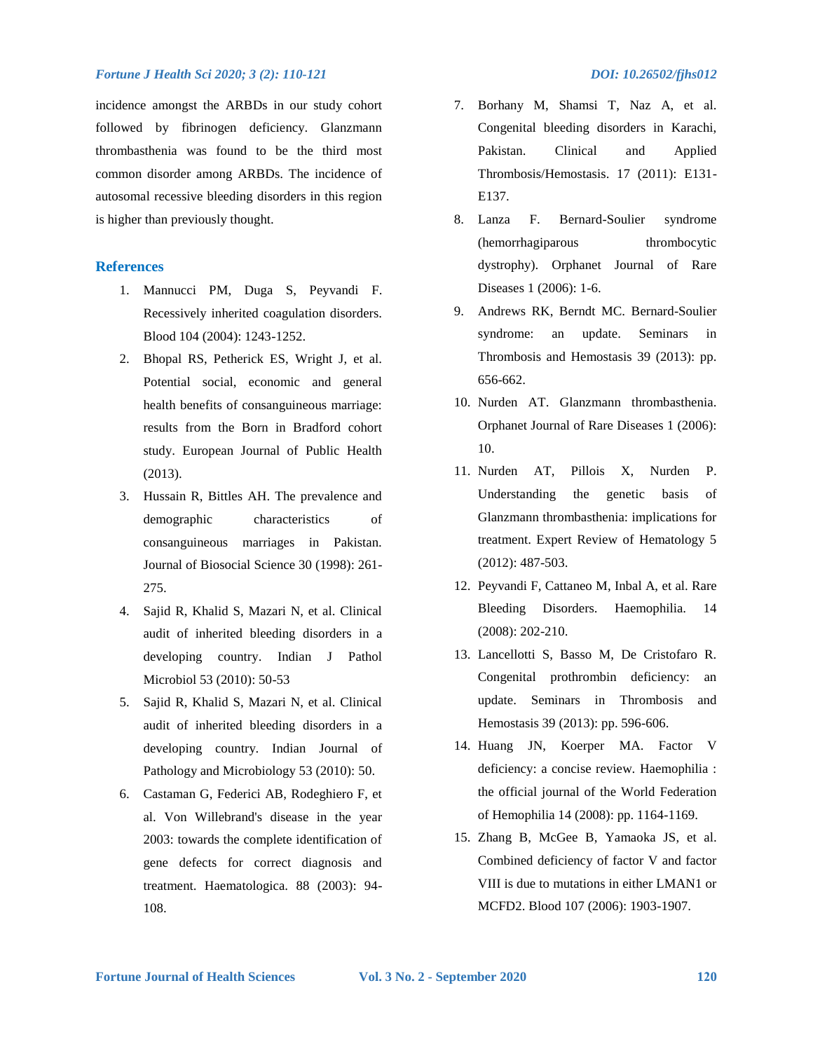incidence amongst the ARBDs in our study cohort followed by fibrinogen deficiency. Glanzmann thrombasthenia was found to be the third most common disorder among ARBDs. The incidence of autosomal recessive bleeding disorders in this region is higher than previously thought.

## References

1. Mannucci PM, Duga S, Peyvandi F. Recessively inherited coagulation disorders. Blood 104 (2004): 1243-1252.
2. Bhopal RS, Petherick ES, Wright J, et al. Potential social, economic and general health benefits of consanguineous marriage: results from the Born in Bradford cohort study. European Journal of Public Health (2013).
3. Hussain R, Bittles AH. The prevalence and demographic characteristics of consanguineous marriages in Pakistan. Journal of Biosocial Science 30 (1998): 261-275.
4. Sajid R, Khalid S, Mazari N, et al. Clinical audit of inherited bleeding disorders in a developing country. Indian J Pathol Microbiol 53 (2010): 50-53
5. Sajid R, Khalid S, Mazari N, et al. Clinical audit of inherited bleeding disorders in a developing country. Indian Journal of Pathology and Microbiology 53 (2010): 50.
6. Castaman G, Federici AB, Rodeghiero F, et al. Von Willebrand's disease in the year 2003: towards the complete identification of gene defects for correct diagnosis and treatment. Haematologica. 88 (2003): 94-108.
7. Borhany M, Shamsi T, Naz A, et al. Congenital bleeding disorders in Karachi, Pakistan. Clinical and Applied Thrombosis/Hemostasis. 17 (2011): E131-E137.
8. Lanza F. Bernard-Soulier syndrome (hemorrhagiparous thrombocytic dystrophy). Orphanet Journal of Rare Diseases 1 (2006): 1-6.
9. Andrews RK, Berndt MC. Bernard-Soulier syndrome: an update. Seminars in Thrombosis and Hemostasis 39 (2013): pp. 656-662.
10. Nurden AT. Glanzmann thrombasthenia. Orphanet Journal of Rare Diseases 1 (2006): 10.
11. Nurden AT, Pillois X, Nurden P. Understanding the genetic basis of Glanzmann thrombasthenia: implications for treatment. Expert Review of Hematology 5 (2012): 487-503.
12. Peyvandi F, Cattaneo M, Inbal A, et al. Rare Bleeding Disorders. Haemophilia. 14 (2008): 202-210.
13. Lancellotti S, Basso M, De Cristofaro R. Congenital prothrombin deficiency: an update. Seminars in Thrombosis and Hemostasis 39 (2013): pp. 596-606.
14. Huang JN, Koerper MA. Factor V deficiency: a concise review. Haemophilia : the official journal of the World Federation of Hemophilia 14 (2008): pp. 1164-1169.
15. Zhang B, McGee B, Yamaoka JS, et al. Combined deficiency of factor V and factor VIII is due to mutations in either LMAN1 or MCFD2. Blood 107 (2006): 1903-1907.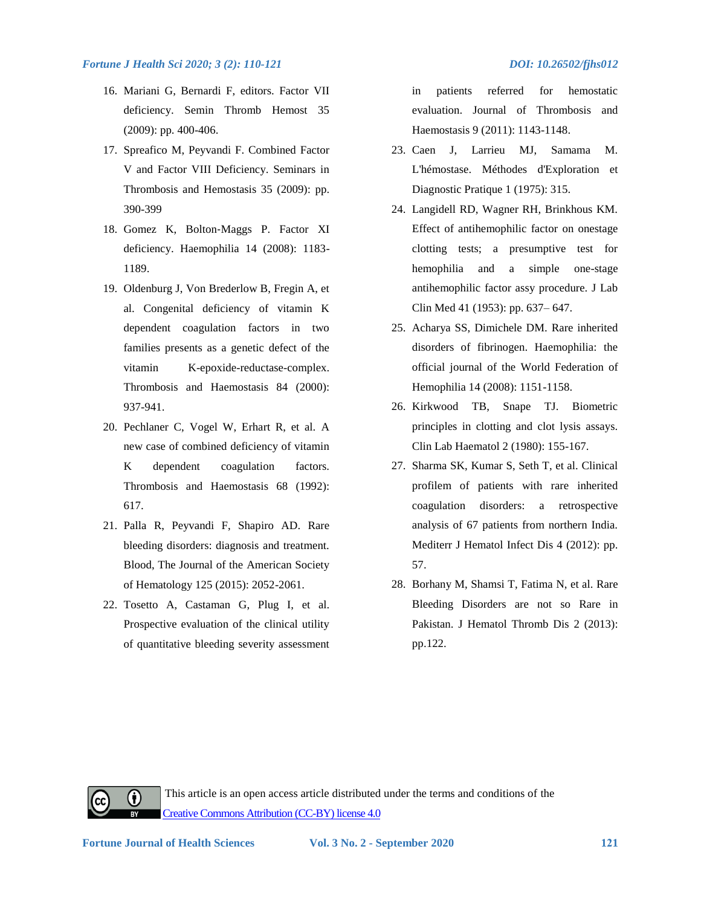16. Mariani G, Bernardi F, editors. Factor VII deficiency. Semin Thromb Hemost 35 (2009): pp. 400-406.
17. Spreafico M, Peyvandi F. Combined Factor V and Factor VIII Deficiency. Seminars in Thrombosis and Hemostasis 35 (2009): pp. 390-399
18. Gomez K, Bolton-Maggs P. Factor XI deficiency. Haemophilia 14 (2008): 1183-1189.
19. Oldenburg J, Von Brederlow B, Fregin A, et al. Congenital deficiency of vitamin K dependent coagulation factors in two families presents as a genetic defect of the vitamin K-epoxide-reductase-complex. Thrombosis and Haemostasis 84 (2000): 937-941.
20. Pechlaner C, Vogel W, Erhart R, et al. A new case of combined deficiency of vitamin K dependent coagulation factors. Thrombosis and Haemostasis 68 (1992): 617.
21. Palla R, Peyvandi F, Shapiro AD. Rare bleeding disorders: diagnosis and treatment. Blood, The Journal of the American Society of Hematology 125 (2015): 2052-2061.
22. Tosetto A, Castaman G, Plug I, et al. Prospective evaluation of the clinical utility of quantitative bleeding severity assessment in patients referred for hemostatic evaluation. Journal of Thrombosis and Haemostasis 9 (2011): 1143-1148.
23. Caen J, Larrieu MJ, Samama M. L'hémostase. Méthodes d'Exploration et Diagnostic Pratique 1 (1975): 315.
24. Langidell RD, Wagner RH, Brinkhous KM. Effect of antihemophilic factor on onestage clotting tests; a presumptive test for hemophilia and a simple one-stage antihemophilic factor assy procedure. J Lab Clin Med 41 (1953): pp. 637– 647.
25. Acharya SS, Dimichele DM. Rare inherited disorders of fibrinogen. Haemophilia: the official journal of the World Federation of Hemophilia 14 (2008): 1151-1158.
26. Kirkwood TB, Snape TJ. Biometric principles in clotting and clot lysis assays. Clin Lab Haematol 2 (1980): 155-167.
27. Sharma SK, Kumar S, Seth T, et al. Clinical profilem of patients with rare inherited coagulation disorders: a retrospective analysis of 67 patients from northern India. Mediterr J Hematol Infect Dis 4 (2012): pp. 57.
28. Borhany M, Shamsi T, Fatima N, et al. Rare Bleeding Disorders are not so Rare in Pakistan. J Hematol Thromb Dis 2 (2013): pp.122.

This article is an open access article distributed under the terms and conditions of the [Creative Commons Attribution (CC-BY) license 4.0](https://creativecommons.org/licenses/by/4.0/)